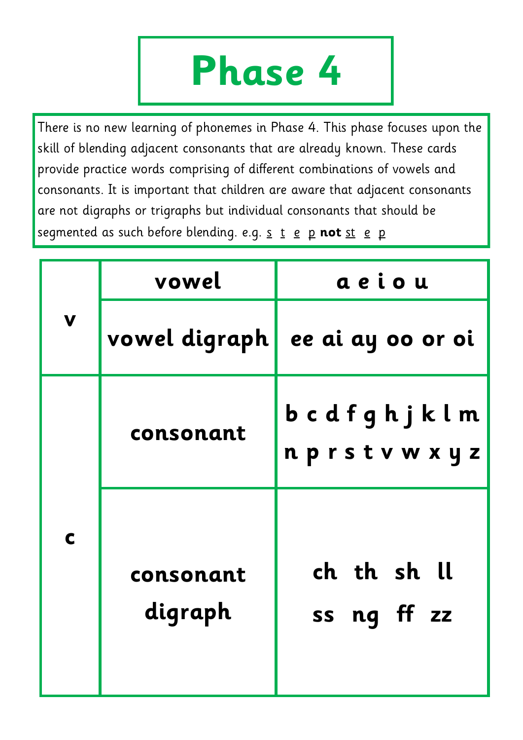# Phase 4

There is no new learning of phonemes in Phase 4. This phase focuses upon the skill of blending adjacent consonants that are already known. These cards provide practice words comprising of different combinations of vowels and consonants. It is important that children are aware that adjacent consonants are not digraphs or trigraphs but individual consonants that should be segmented as such before blending. e.g. <u>s</u> <u>t</u> <u>e</u> <u>p</u> **not** <u>st</u> <u>e</u> <u>p</u>

| | | |
|---|---|---|
| **v** | **vowel** | **a e i o u** |
| | **vowel digraph** | **ee ai ay oo or oi** |
| **c** | **consonant** | **b c d f g h j k l m n p r s t v w x y z** |
| | **consonant digraph** | **ch th sh ll ss ng ff zz** |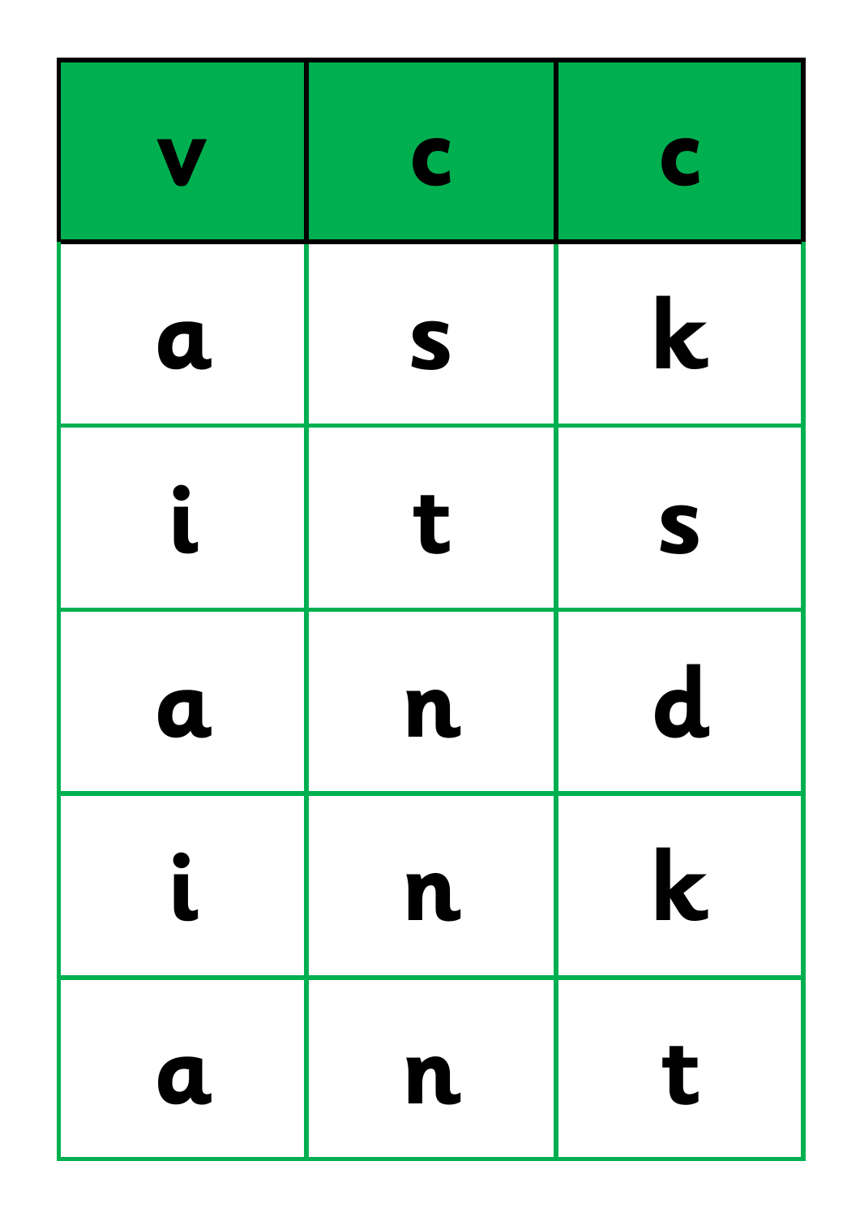| v | c | c |
| --- | --- | --- |
| a | s | k |
| i | t | s |
| a | n | d |
| i | n | k |
| a | n | t |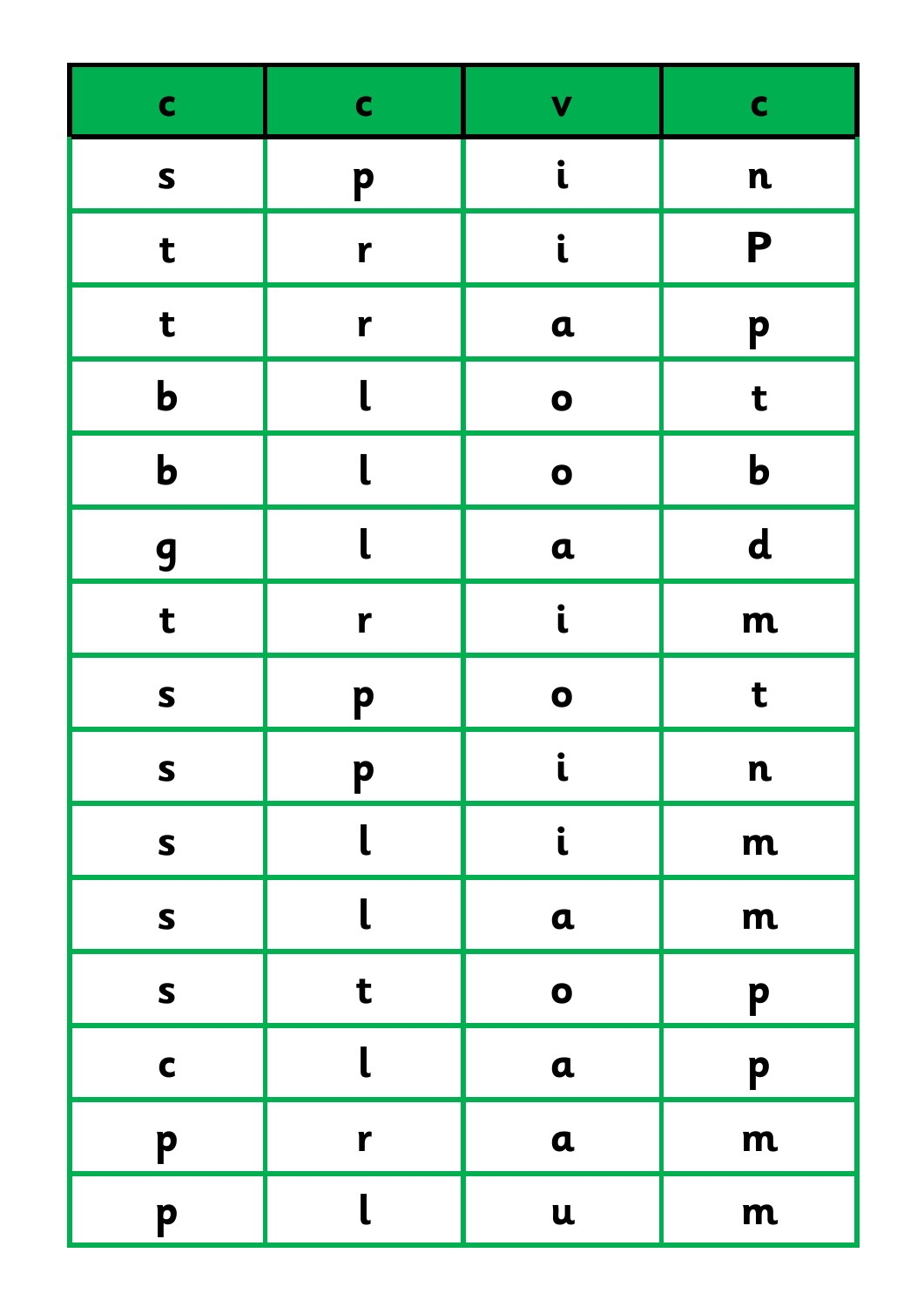| c | c | v | c |
|---|---|---|---|
| s | p | i | n |
| t | r | i | P |
| t | r | a | p |
| b | l | o | t |
| b | l | o | b |
| g | l | a | d |
| t | r | i | m |
| s | p | o | t |
| s | p | i | n |
| s | l | i | m |
| s | l | a | m |
| s | t | o | p |
| c | l | a | p |
| p | r | a | m |
| p | l | u | m |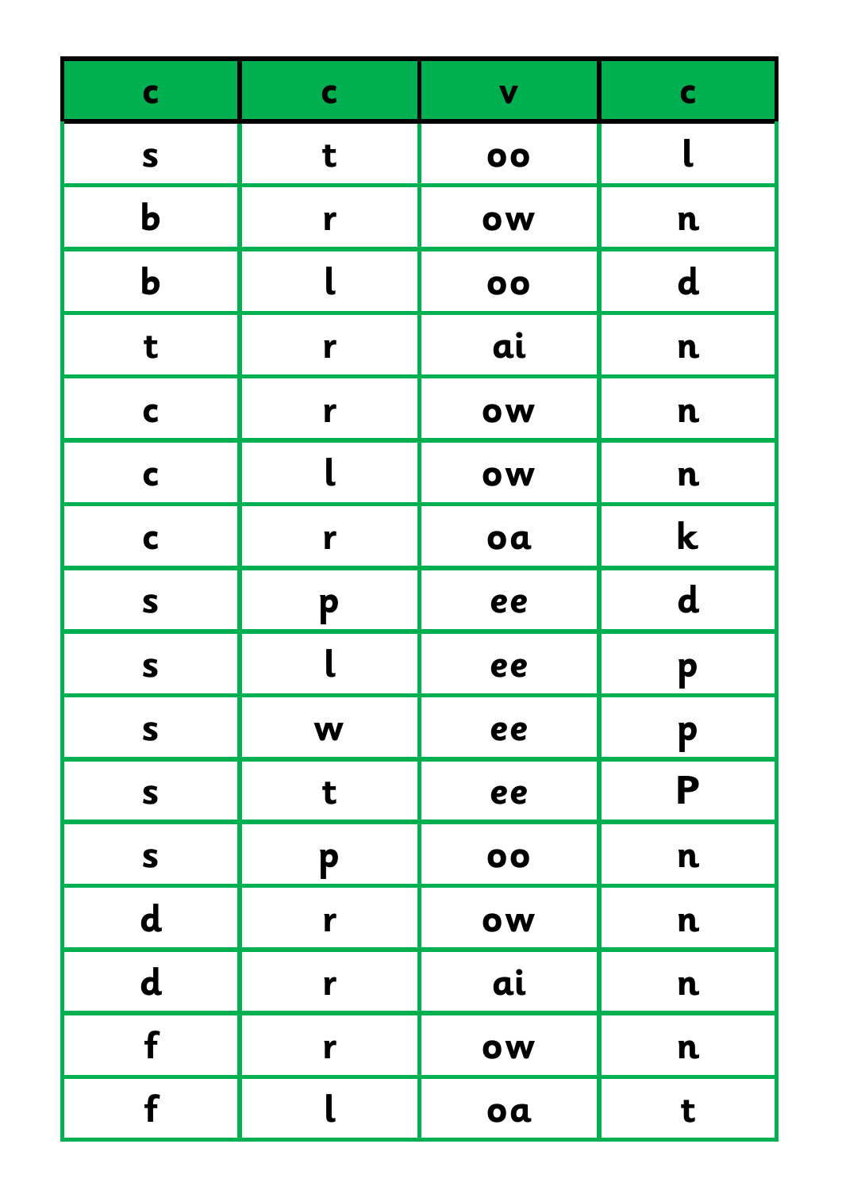| c | c | v | c |
|---|---|---|---|
| s | t | oo | l |
| b | r | ow | n |
| b | l | oo | d |
| t | r | ai | n |
| c | r | ow | n |
| c | l | ow | n |
| c | r | oa | k |
| s | p | ee | d |
| s | l | ee | p |
| s | w | ee | p |
| s | t | ee | P |
| s | p | oo | n |
| d | r | ow | n |
| d | r | ai | n |
| f | r | ow | n |
| f | l | oa | t |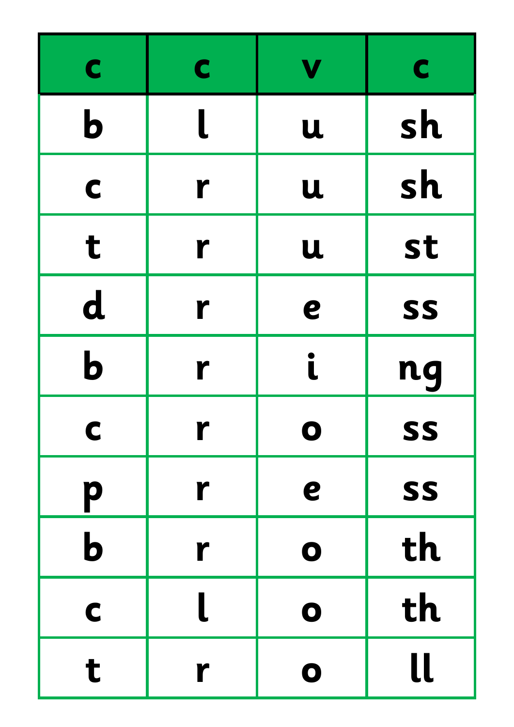| c | c | v | c |
|---|---|---|---|
| b | l | u | sh |
| c | r | u | sh |
| t | r | u | st |
| d | r | e | ss |
| b | r | i | ng |
| c | r | o | ss |
| p | r | e | ss |
| b | r | o | th |
| c | l | o | th |
| t | r | o | ll |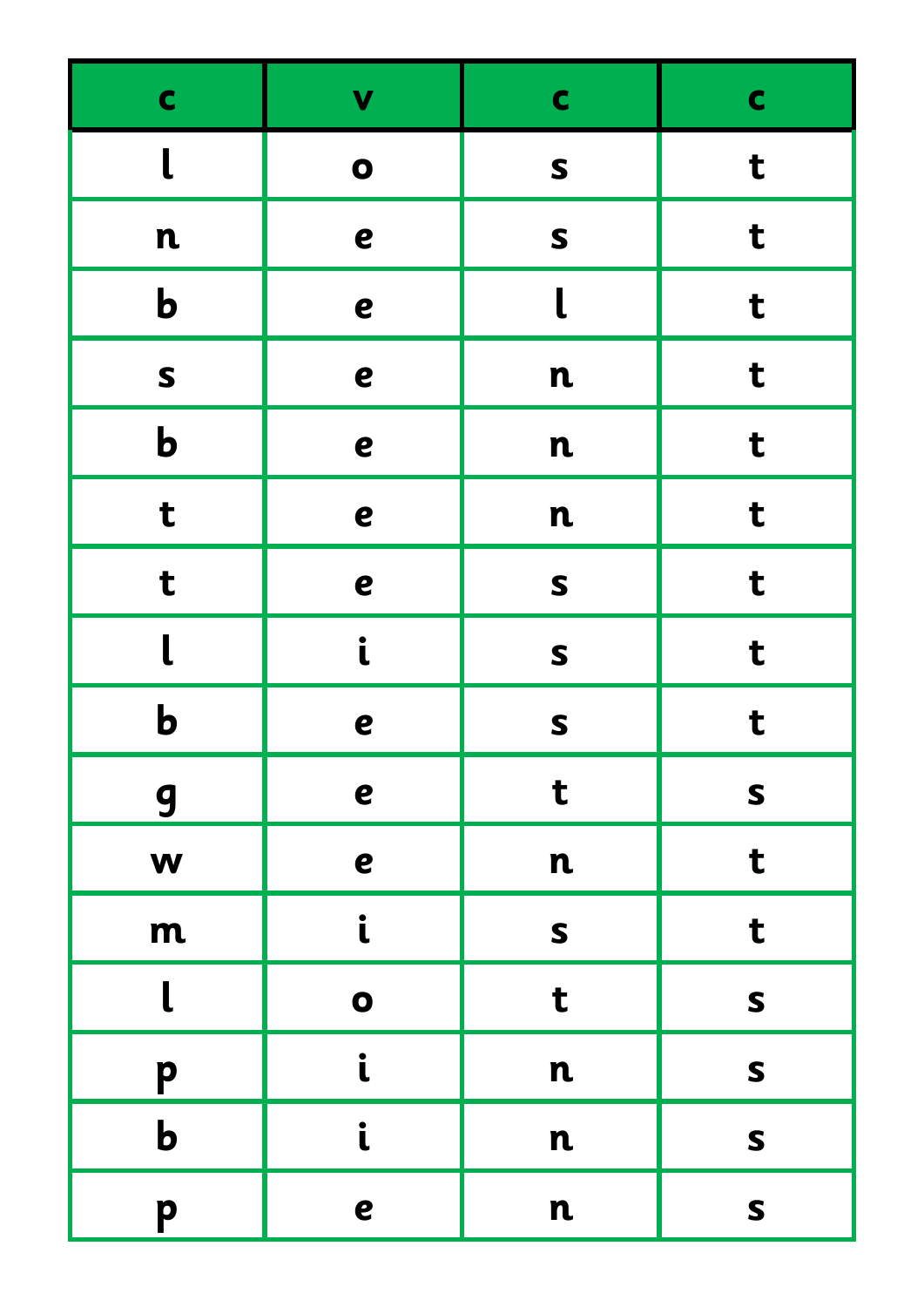| c | v | c | c |
|---|---|---|---|
| l | o | s | t |
| n | e | s | t |
| b | e | l | t |
| s | e | n | t |
| b | e | n | t |
| t | e | n | t |
| t | e | s | t |
| l | i | s | t |
| b | e | s | t |
| g | e | t | s |
| w | e | n | t |
| m | i | s | t |
| l | o | t | s |
| p | i | n | s |
| b | i | n | s |
| p | e | n | s |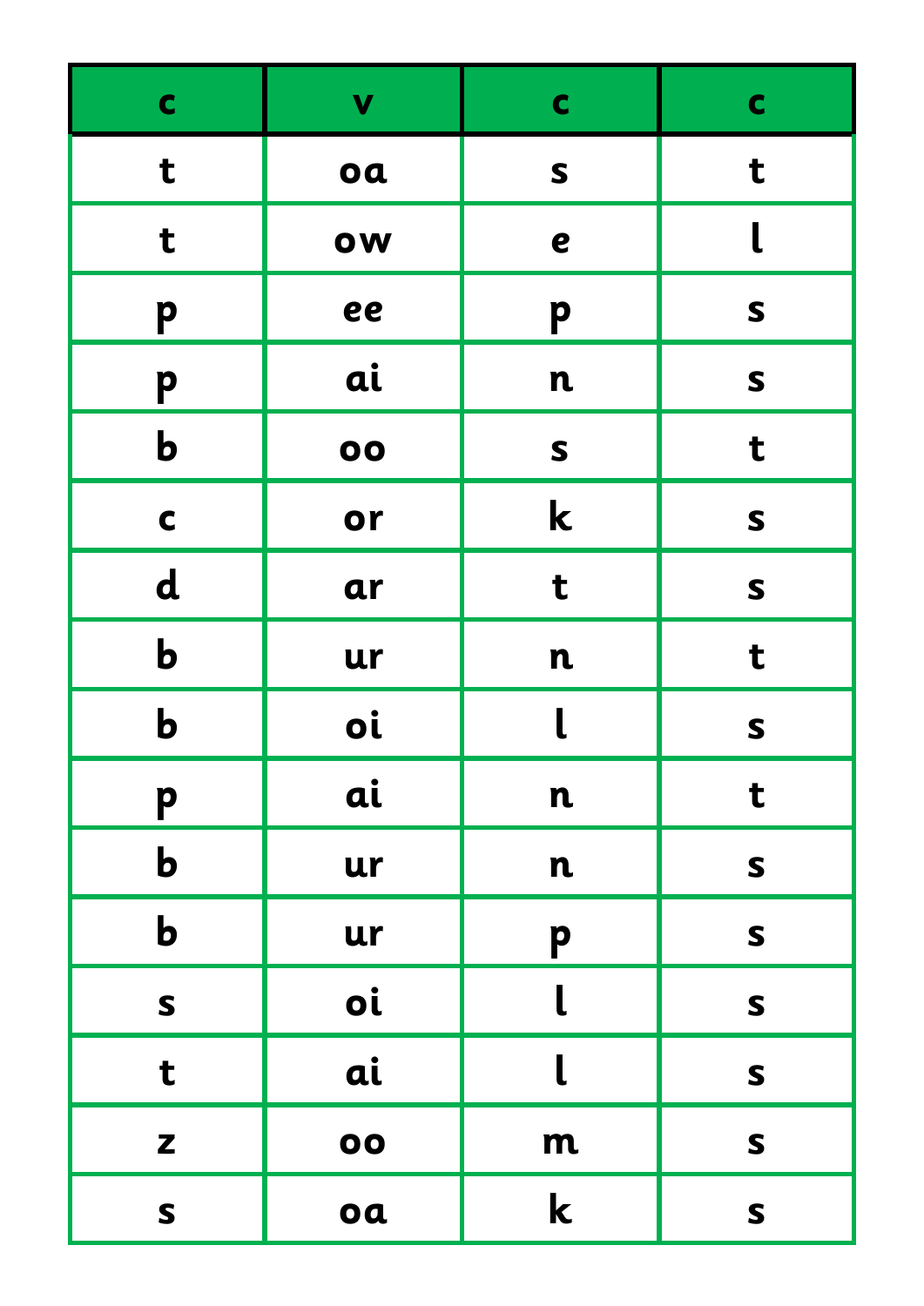| c | v | c | c |
|---|---|---|---|
| t | oa | s | t |
| t | ow | e | l |
| p | ee | p | s |
| p | ai | n | s |
| b | oo | s | t |
| c | or | k | s |
| d | ar | t | s |
| b | ur | n | t |
| b | oi | l | s |
| p | ai | n | t |
| b | ur | n | s |
| b | ur | p | s |
| s | oi | l | s |
| t | ai | l | s |
| z | oo | m | s |
| s | oa | k | s |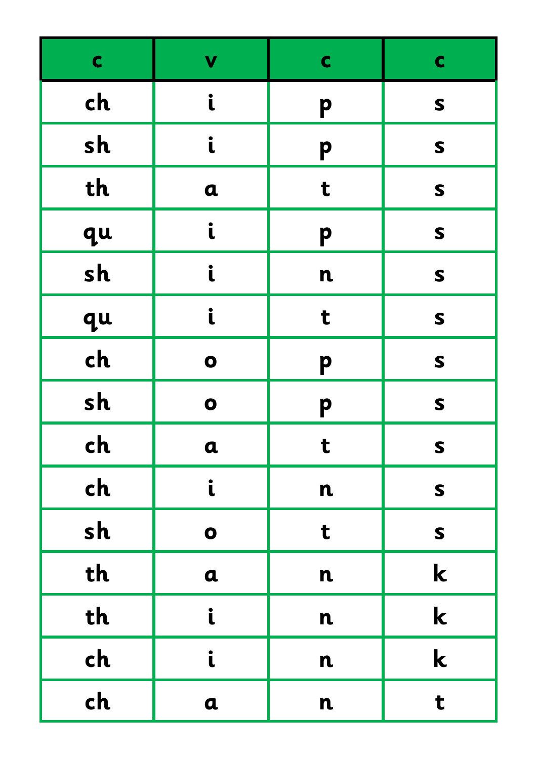| c | v | c | c |
|---|---|---|---|
| ch | i | p | s |
| sh | i | p | s |
| th | a | t | s |
| qu | i | p | s |
| sh | i | n | s |
| qu | i | t | s |
| ch | o | p | s |
| sh | o | p | s |
| ch | a | t | s |
| ch | i | n | s |
| sh | o | t | s |
| th | a | n | k |
| th | i | n | k |
| ch | i | n | k |
| ch | a | n | t |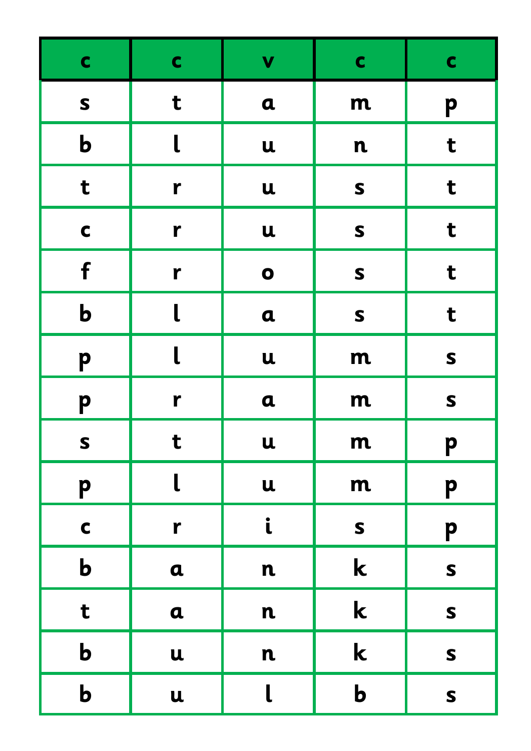| c | c | v | c | c |
|---|---|---|---|---|
| s | t | a | m | p |
| b | l | u | n | t |
| t | r | u | s | t |
| c | r | u | s | t |
| f | r | o | s | t |
| b | l | a | s | t |
| p | l | u | m | s |
| p | r | a | m | s |
| s | t | u | m | p |
| p | l | u | m | p |
| c | r | i | s | p |
| b | a | n | k | s |
| t | a | n | k | s |
| b | u | n | k | s |
| b | u | l | b | s |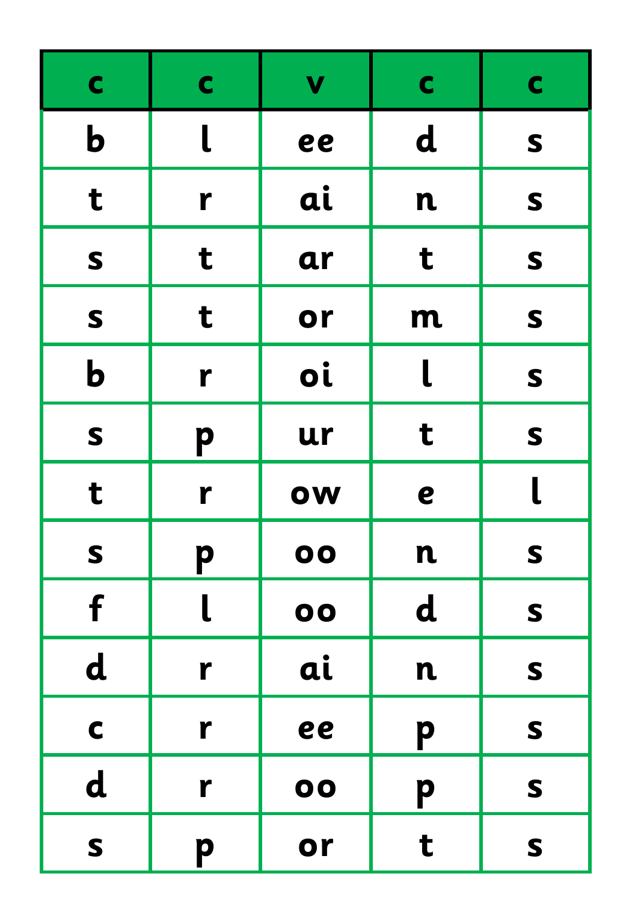| c | c | v | c | c |
|---|---|---|---|---|
| b | l | ee | d | s |
| t | r | ai | n | s |
| s | t | ar | t | s |
| s | t | or | m | s |
| b | r | oi | l | s |
| s | p | ur | t | s |
| t | r | ow | e | l |
| s | p | oo | n | s |
| f | l | oo | d | s |
| d | r | ai | n | s |
| c | r | ee | p | s |
| d | r | oo | p | s |
| s | p | or | t | s |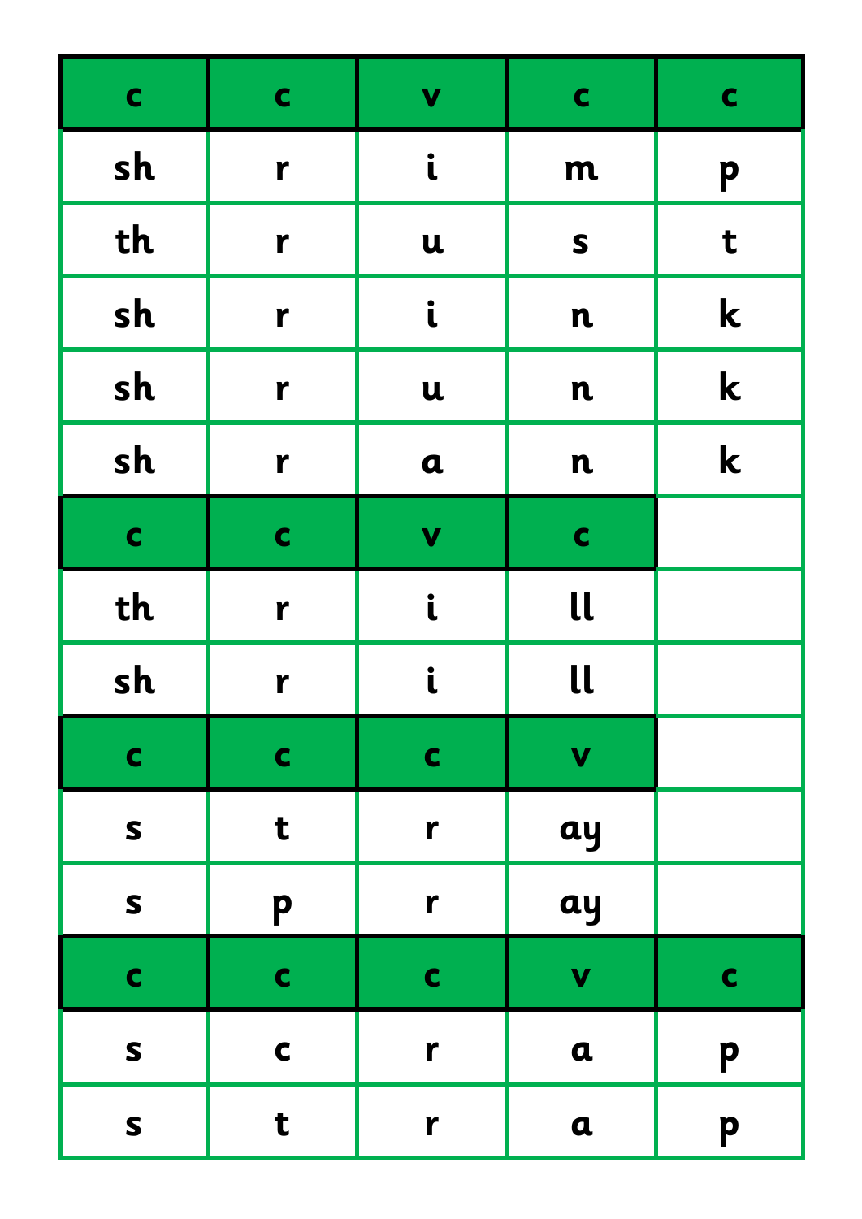| c | c | v | c | c |
|---|---|---|---|---|
| sh | r | i | m | p |
| th | r | u | s | t |
| sh | r | i | n | k |
| sh | r | u | n | k |
| sh | r | a | n | k |
| c | c | v | c | |
| th | r | i | ll | |
| sh | r | i | ll | |
| c | c | c | v | |
| s | t | r | ay | |
| s | p | r | ay | |
| c | c | c | v | c |
| s | c | r | a | p |
| s | t | r | a | p |